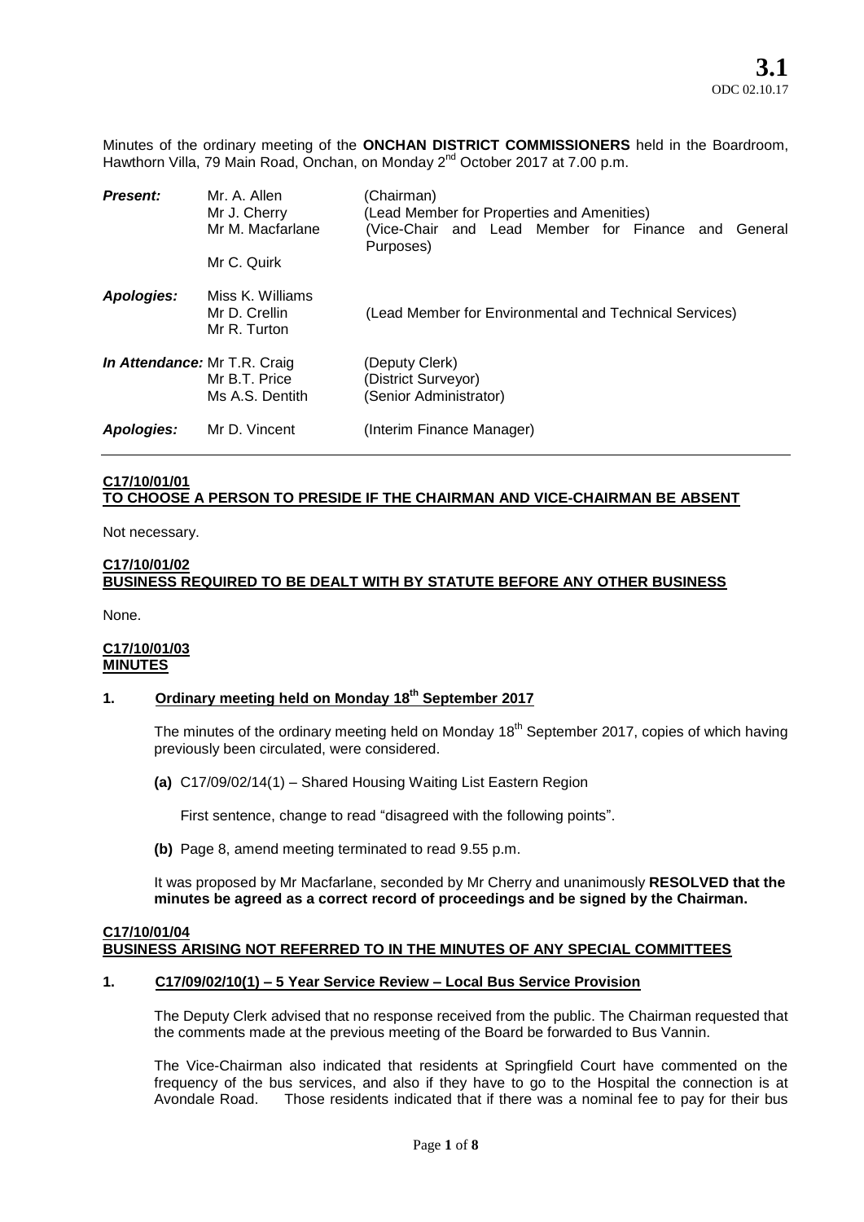**3.1**
ODC 02.10.17

Minutes of the ordinary meeting of the **ONCHAN DISTRICT COMMISSIONERS** held in the Boardroom, Hawthorn Villa, 79 Main Road, Onchan, on Monday 2nd October 2017 at 7.00 p.m.

| | | |
|---|---|---|
| ***Present:*** | Mr. A. Allen | (Chairman) |
| | Mr J. Cherry | (Lead Member for Properties and Amenities) |
| | Mr M. Macfarlane | (Vice-Chair and Lead Member for Finance and General Purposes) |
| | Mr C. Quirk | |
| ***Apologies:*** | Miss K. Williams | |
| | Mr D. Crellin | (Lead Member for Environmental and Technical Services) |
| | Mr R. Turton | |
| ***In Attendance:*** | Mr T.R. Craig | (Deputy Clerk) |
| | Mr B.T. Price | (District Surveyor) |
| | Ms A.S. Dentith | (Senior Administrator) |
| ***Apologies:*** | Mr D. Vincent | (Interim Finance Manager) |

**C17/10/01/01**
**TO CHOOSE A PERSON TO PRESIDE IF THE CHAIRMAN AND VICE-CHAIRMAN BE ABSENT**

Not necessary.

**C17/10/01/02**
**BUSINESS REQUIRED TO BE DEALT WITH BY STATUTE BEFORE ANY OTHER BUSINESS**

None.

**C17/10/01/03**
**MINUTES**

**1. Ordinary meeting held on Monday 18th September 2017**

The minutes of the ordinary meeting held on Monday 18th September 2017, copies of which having previously been circulated, were considered.

**(a)** C17/09/02/14(1) – Shared Housing Waiting List Eastern Region

First sentence, change to read "disagreed with the following points".

**(b)** Page 8, amend meeting terminated to read 9.55 p.m.

It was proposed by Mr Macfarlane, seconded by Mr Cherry and unanimously **RESOLVED that the minutes be agreed as a correct record of proceedings and be signed by the Chairman.**

**C17/10/01/04**
**BUSINESS ARISING NOT REFERRED TO IN THE MINUTES OF ANY SPECIAL COMMITTEES**

**1. C17/09/02/10(1) – 5 Year Service Review – Local Bus Service Provision**

The Deputy Clerk advised that no response received from the public. The Chairman requested that the comments made at the previous meeting of the Board be forwarded to Bus Vannin.

The Vice-Chairman also indicated that residents at Springfield Court have commented on the frequency of the bus services, and also if they have to go to the Hospital the connection is at Avondale Road. Those residents indicated that if there was a nominal fee to pay for their bus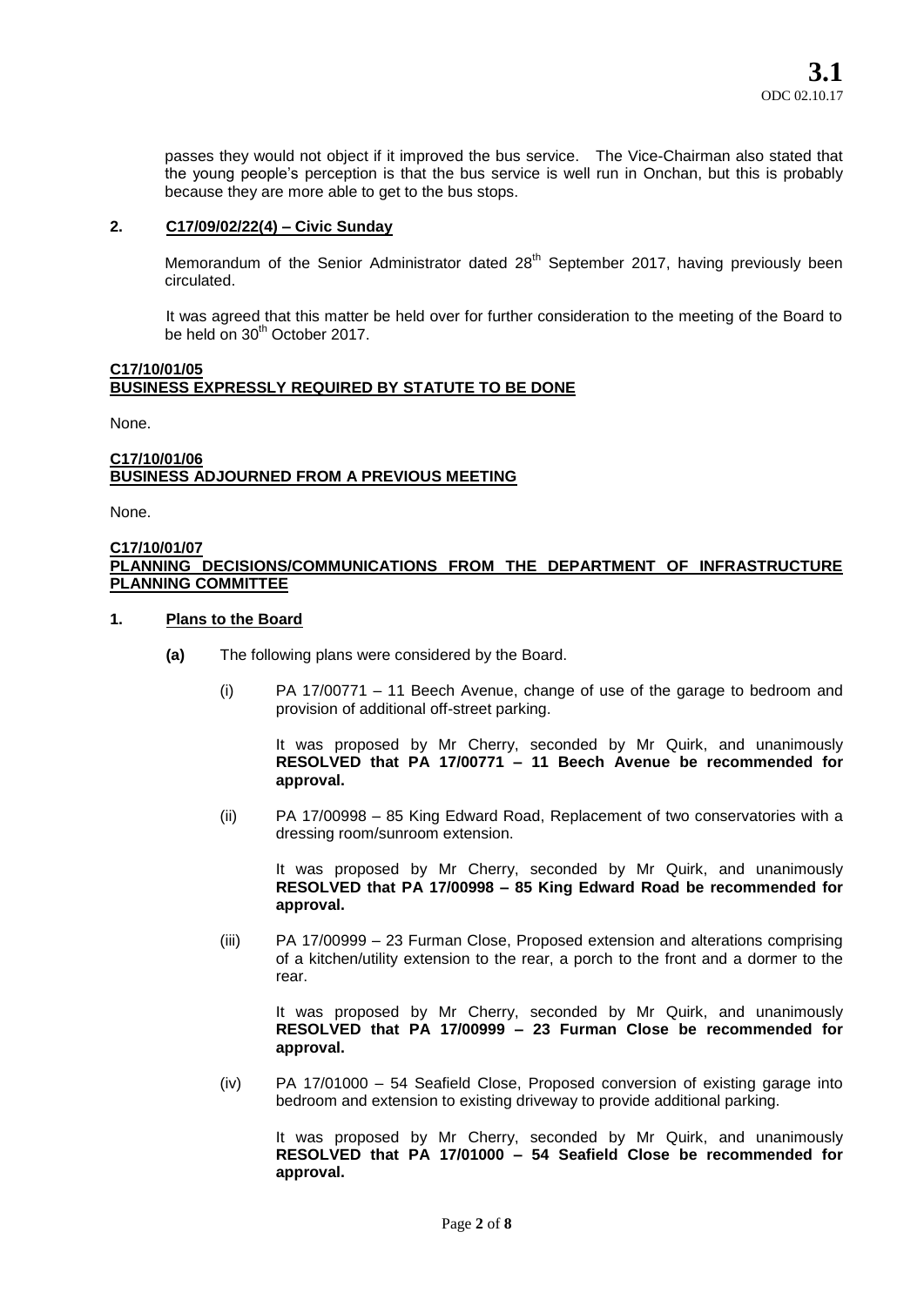passes they would not object if it improved the bus service. The Vice-Chairman also stated that the young people's perception is that the bus service is well run in Onchan, but this is probably because they are more able to get to the bus stops.

**2. C17/09/02/22(4) – Civic Sunday**

Memorandum of the Senior Administrator dated 28th September 2017, having previously been circulated.

It was agreed that this matter be held over for further consideration to the meeting of the Board to be held on 30th October 2017.

**C17/10/01/05**
**BUSINESS EXPRESSLY REQUIRED BY STATUTE TO BE DONE**

None.

**C17/10/01/06**
**BUSINESS ADJOURNED FROM A PREVIOUS MEETING**

None.

**C17/10/01/07**
**PLANNING DECISIONS/COMMUNICATIONS FROM THE DEPARTMENT OF INFRASTRUCTURE PLANNING COMMITTEE**

**1. Plans to the Board**

**(a)** The following plans were considered by the Board.

(i) PA 17/00771 – 11 Beech Avenue, change of use of the garage to bedroom and provision of additional off-street parking.

It was proposed by Mr Cherry, seconded by Mr Quirk, and unanimously **RESOLVED that PA 17/00771 – 11 Beech Avenue be recommended for approval.**

(ii) PA 17/00998 – 85 King Edward Road, Replacement of two conservatories with a dressing room/sunroom extension.

It was proposed by Mr Cherry, seconded by Mr Quirk, and unanimously **RESOLVED that PA 17/00998 – 85 King Edward Road be recommended for approval.**

(iii) PA 17/00999 – 23 Furman Close, Proposed extension and alterations comprising of a kitchen/utility extension to the rear, a porch to the front and a dormer to the rear.

It was proposed by Mr Cherry, seconded by Mr Quirk, and unanimously **RESOLVED that PA 17/00999 – 23 Furman Close be recommended for approval.**

(iv) PA 17/01000 – 54 Seafield Close, Proposed conversion of existing garage into bedroom and extension to existing driveway to provide additional parking.

It was proposed by Mr Cherry, seconded by Mr Quirk, and unanimously **RESOLVED that PA 17/01000 – 54 Seafield Close be recommended for approval.**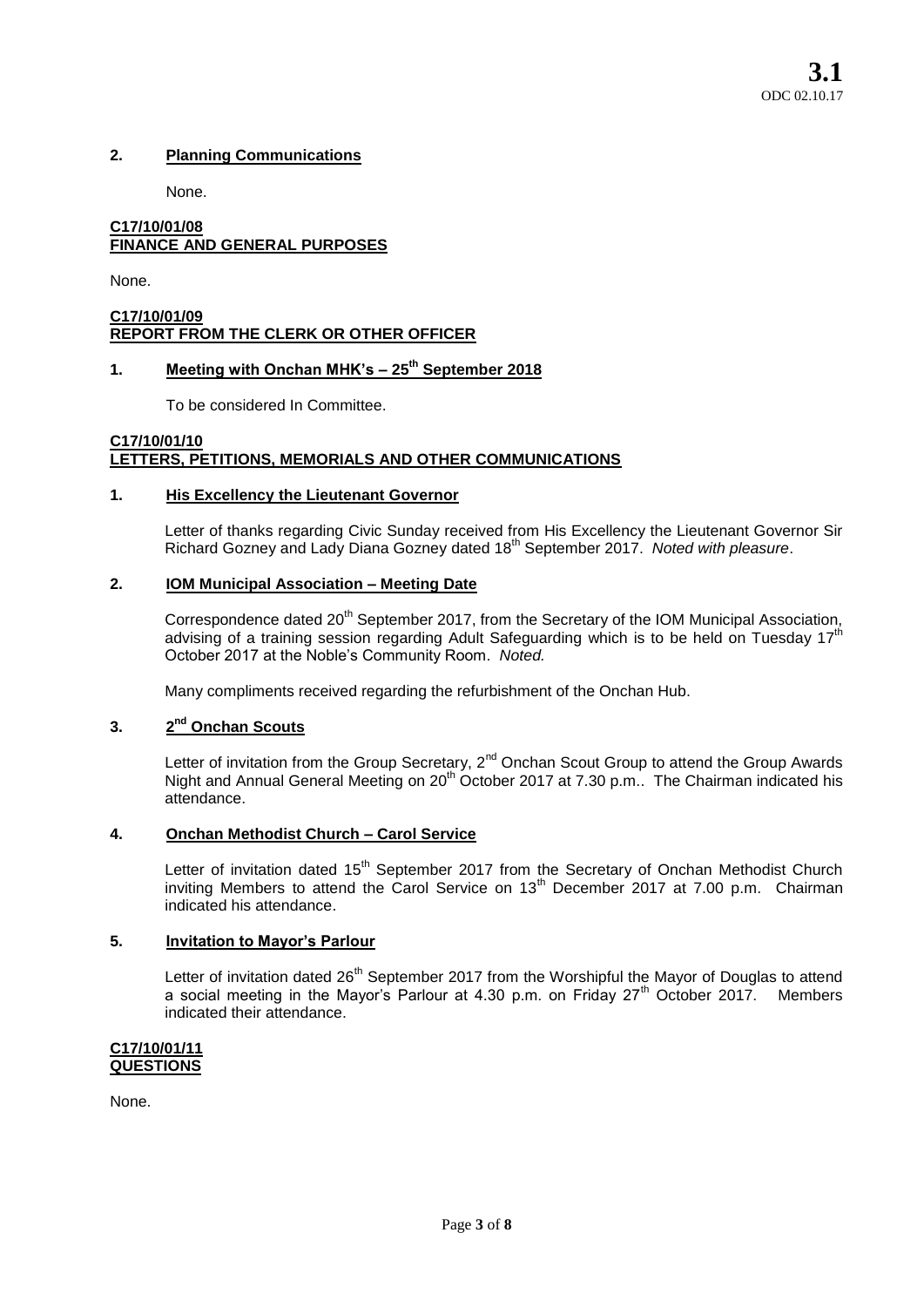## 2. Planning Communications

None.

## C17/10/01/08
## FINANCE AND GENERAL PURPOSES

None.

## C17/10/01/09
## REPORT FROM THE CLERK OR OTHER OFFICER

### 1. Meeting with Onchan MHK's – 25th September 2018

To be considered In Committee.

## C17/10/01/10
## LETTERS, PETITIONS, MEMORIALS AND OTHER COMMUNICATIONS

### 1. His Excellency the Lieutenant Governor

Letter of thanks regarding Civic Sunday received from His Excellency the Lieutenant Governor Sir Richard Gozney and Lady Diana Gozney dated 18th September 2017. *Noted with pleasure*.

### 2. IOM Municipal Association – Meeting Date

Correspondence dated 20th September 2017, from the Secretary of the IOM Municipal Association, advising of a training session regarding Adult Safeguarding which is to be held on Tuesday 17th October 2017 at the Noble's Community Room. *Noted.*

Many compliments received regarding the refurbishment of the Onchan Hub.

### 3. 2nd Onchan Scouts

Letter of invitation from the Group Secretary, 2nd Onchan Scout Group to attend the Group Awards Night and Annual General Meeting on 20th October 2017 at 7.30 p.m.. The Chairman indicated his attendance.

### 4. Onchan Methodist Church – Carol Service

Letter of invitation dated 15th September 2017 from the Secretary of Onchan Methodist Church inviting Members to attend the Carol Service on 13th December 2017 at 7.00 p.m. Chairman indicated his attendance.

### 5. Invitation to Mayor's Parlour

Letter of invitation dated 26th September 2017 from the Worshipful the Mayor of Douglas to attend a social meeting in the Mayor's Parlour at 4.30 p.m. on Friday 27th October 2017. Members indicated their attendance.

## C17/10/01/11
## QUESTIONS

None.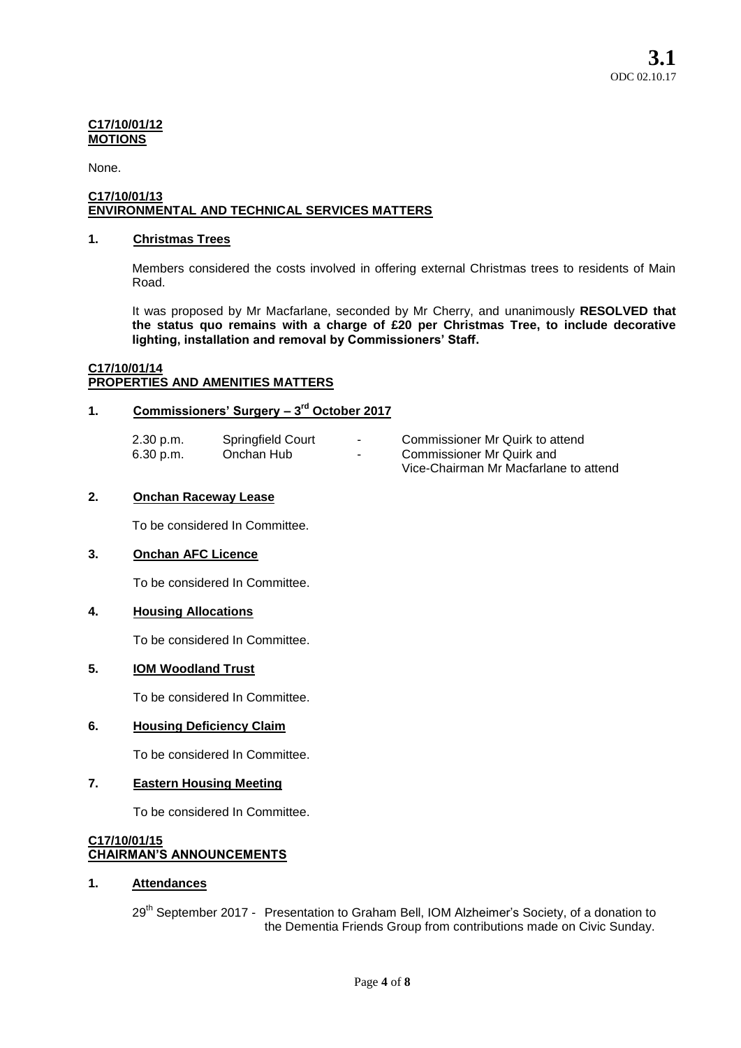**C17/10/01/12**
**MOTIONS**

None.

**C17/10/01/13**
**ENVIRONMENTAL AND TECHNICAL SERVICES MATTERS**

**1. Christmas Trees**

Members considered the costs involved in offering external Christmas trees to residents of Main Road.

It was proposed by Mr Macfarlane, seconded by Mr Cherry, and unanimously **RESOLVED that the status quo remains with a charge of £20 per Christmas Tree, to include decorative lighting, installation and removal by Commissioners' Staff.**

**C17/10/01/14**
**PROPERTIES AND AMENITIES MATTERS**

**1. Commissioners' Surgery – 3rd October 2017**

| | | | |
|---|---|---|---|
| 2.30 p.m. | Springfield Court | - | Commissioner Mr Quirk to attend |
| 6.30 p.m. | Onchan Hub | - | Commissioner Mr Quirk and Vice-Chairman Mr Macfarlane to attend |

**2. Onchan Raceway Lease**

To be considered In Committee.

**3. Onchan AFC Licence**

To be considered In Committee.

**4. Housing Allocations**

To be considered In Committee.

**5. IOM Woodland Trust**

To be considered In Committee.

**6. Housing Deficiency Claim**

To be considered In Committee.

**7. Eastern Housing Meeting**

To be considered In Committee.

**C17/10/01/15**
**CHAIRMAN'S ANNOUNCEMENTS**

**1. Attendances**

29th September 2017 - Presentation to Graham Bell, IOM Alzheimer's Society, of a donation to the Dementia Friends Group from contributions made on Civic Sunday.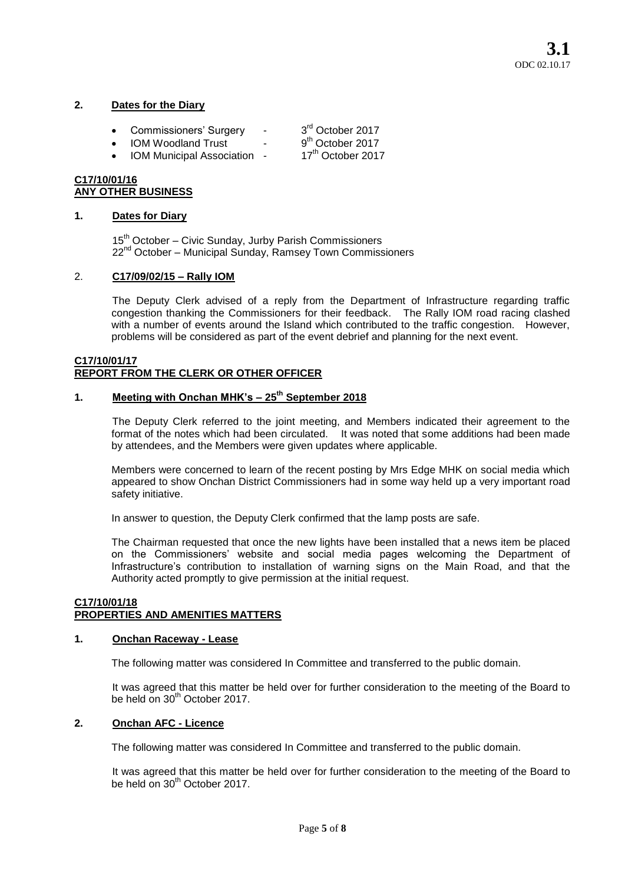**2. Dates for the Diary**

- Commissioners' Surgery - 3rd October 2017
- IOM Woodland Trust - 9th October 2017
- IOM Municipal Association - 17th October 2017

**C17/10/01/16**
**ANY OTHER BUSINESS**

**1. Dates for Diary**

15th October – Civic Sunday, Jurby Parish Commissioners
22nd October – Municipal Sunday, Ramsey Town Commissioners

2. **C17/09/02/15 – Rally IOM**

The Deputy Clerk advised of a reply from the Department of Infrastructure regarding traffic congestion thanking the Commissioners for their feedback. The Rally IOM road racing clashed with a number of events around the Island which contributed to the traffic congestion. However, problems will be considered as part of the event debrief and planning for the next event.

**C17/10/01/17**
**REPORT FROM THE CLERK OR OTHER OFFICER**

**1. Meeting with Onchan MHK's – 25th September 2018**

The Deputy Clerk referred to the joint meeting, and Members indicated their agreement to the format of the notes which had been circulated. It was noted that some additions had been made by attendees, and the Members were given updates where applicable.

Members were concerned to learn of the recent posting by Mrs Edge MHK on social media which appeared to show Onchan District Commissioners had in some way held up a very important road safety initiative.

In answer to question, the Deputy Clerk confirmed that the lamp posts are safe.

The Chairman requested that once the new lights have been installed that a news item be placed on the Commissioners' website and social media pages welcoming the Department of Infrastructure's contribution to installation of warning signs on the Main Road, and that the Authority acted promptly to give permission at the initial request.

**C17/10/01/18**
**PROPERTIES AND AMENITIES MATTERS**

**1. Onchan Raceway - Lease**

The following matter was considered In Committee and transferred to the public domain.

It was agreed that this matter be held over for further consideration to the meeting of the Board to be held on 30th October 2017.

**2. Onchan AFC - Licence**

The following matter was considered In Committee and transferred to the public domain.

It was agreed that this matter be held over for further consideration to the meeting of the Board to be held on 30th October 2017.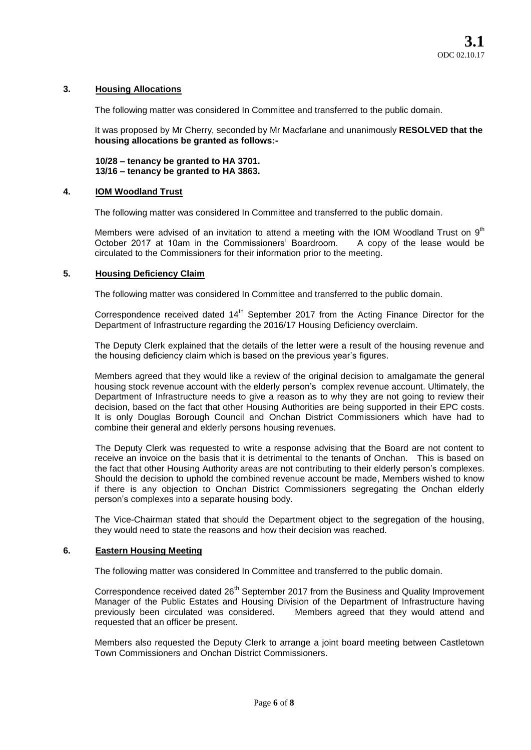**3.1**
ODC 02.10.17

## 3. Housing Allocations

The following matter was considered In Committee and transferred to the public domain.

It was proposed by Mr Cherry, seconded by Mr Macfarlane and unanimously **RESOLVED that the housing allocations be granted as follows:-**

**10/28 – tenancy be granted to HA 3701.**
**13/16 – tenancy be granted to HA 3863.**

## 4. IOM Woodland Trust

The following matter was considered In Committee and transferred to the public domain.

Members were advised of an invitation to attend a meeting with the IOM Woodland Trust on 9th October 2017 at 10am in the Commissioners' Boardroom. A copy of the lease would be circulated to the Commissioners for their information prior to the meeting.

## 5. Housing Deficiency Claim

The following matter was considered In Committee and transferred to the public domain.

Correspondence received dated 14th September 2017 from the Acting Finance Director for the Department of Infrastructure regarding the 2016/17 Housing Deficiency overclaim.

The Deputy Clerk explained that the details of the letter were a result of the housing revenue and the housing deficiency claim which is based on the previous year's figures.

Members agreed that they would like a review of the original decision to amalgamate the general housing stock revenue account with the elderly person's complex revenue account. Ultimately, the Department of Infrastructure needs to give a reason as to why they are not going to review their decision, based on the fact that other Housing Authorities are being supported in their EPC costs. It is only Douglas Borough Council and Onchan District Commissioners which have had to combine their general and elderly persons housing revenues.

The Deputy Clerk was requested to write a response advising that the Board are not content to receive an invoice on the basis that it is detrimental to the tenants of Onchan. This is based on the fact that other Housing Authority areas are not contributing to their elderly person's complexes. Should the decision to uphold the combined revenue account be made, Members wished to know if there is any objection to Onchan District Commissioners segregating the Onchan elderly person's complexes into a separate housing body.

The Vice-Chairman stated that should the Department object to the segregation of the housing, they would need to state the reasons and how their decision was reached.

## 6. Eastern Housing Meeting

The following matter was considered In Committee and transferred to the public domain.

Correspondence received dated 26th September 2017 from the Business and Quality Improvement Manager of the Public Estates and Housing Division of the Department of Infrastructure having previously been circulated was considered. Members agreed that they would attend and requested that an officer be present.

Members also requested the Deputy Clerk to arrange a joint board meeting between Castletown Town Commissioners and Onchan District Commissioners.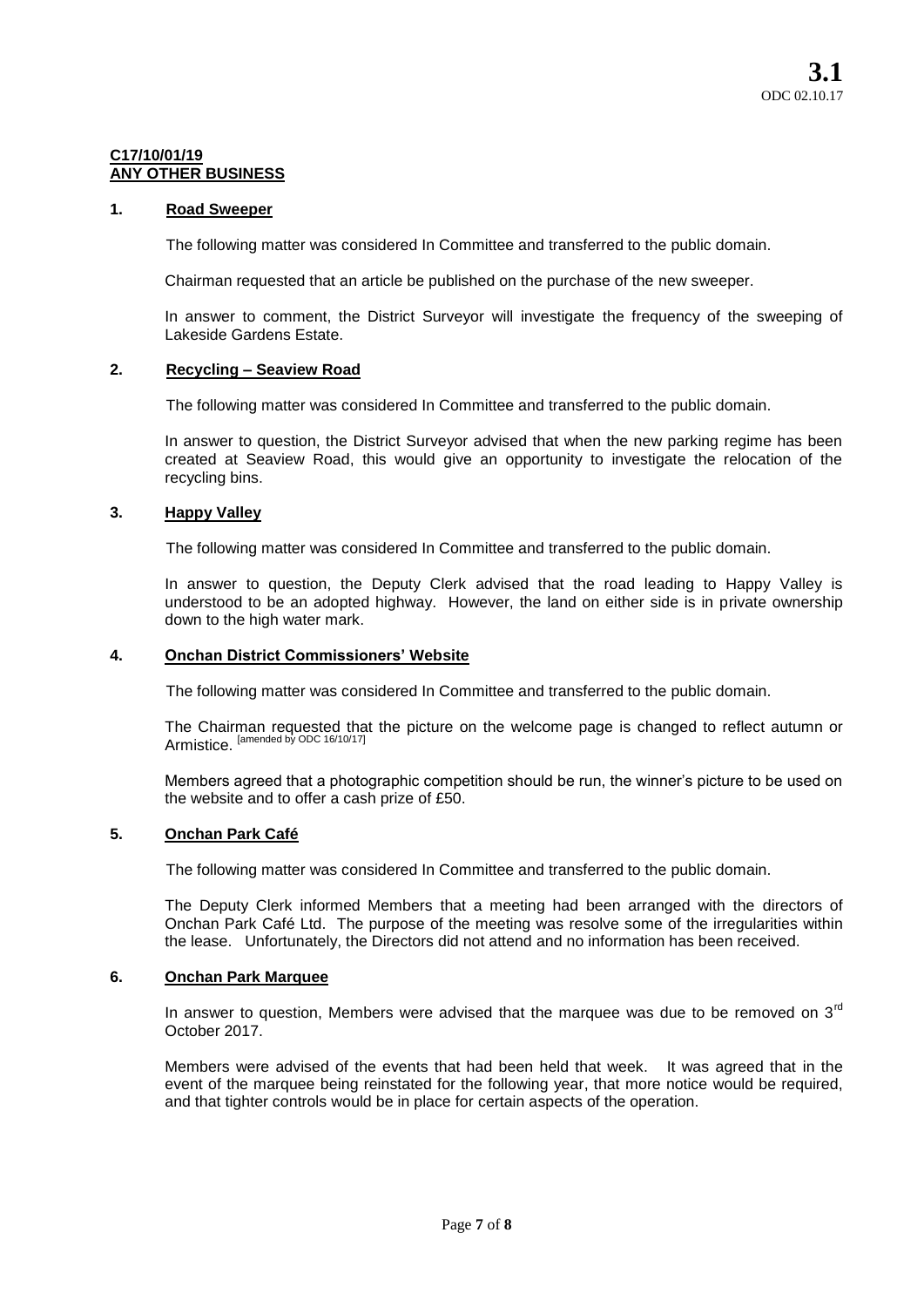**3.1**
ODC 02.10.17

**C17/10/01/19**
**ANY OTHER BUSINESS**

## 1. Road Sweeper

The following matter was considered In Committee and transferred to the public domain.

Chairman requested that an article be published on the purchase of the new sweeper.

In answer to comment, the District Surveyor will investigate the frequency of the sweeping of Lakeside Gardens Estate.

## 2. Recycling – Seaview Road

The following matter was considered In Committee and transferred to the public domain.

In answer to question, the District Surveyor advised that when the new parking regime has been created at Seaview Road, this would give an opportunity to investigate the relocation of the recycling bins.

## 3. Happy Valley

The following matter was considered In Committee and transferred to the public domain.

In answer to question, the Deputy Clerk advised that the road leading to Happy Valley is understood to be an adopted highway. However, the land on either side is in private ownership down to the high water mark.

## 4. Onchan District Commissioners' Website

The following matter was considered In Committee and transferred to the public domain.

The Chairman requested that the picture on the welcome page is changed to reflect autumn or Armistice. [amended by ODC 16/10/17]

Members agreed that a photographic competition should be run, the winner's picture to be used on the website and to offer a cash prize of £50.

## 5. Onchan Park Café

The following matter was considered In Committee and transferred to the public domain.

The Deputy Clerk informed Members that a meeting had been arranged with the directors of Onchan Park Café Ltd. The purpose of the meeting was resolve some of the irregularities within the lease. Unfortunately, the Directors did not attend and no information has been received.

## 6. Onchan Park Marquee

In answer to question, Members were advised that the marquee was due to be removed on 3rd October 2017.

Members were advised of the events that had been held that week. It was agreed that in the event of the marquee being reinstated for the following year, that more notice would be required, and that tighter controls would be in place for certain aspects of the operation.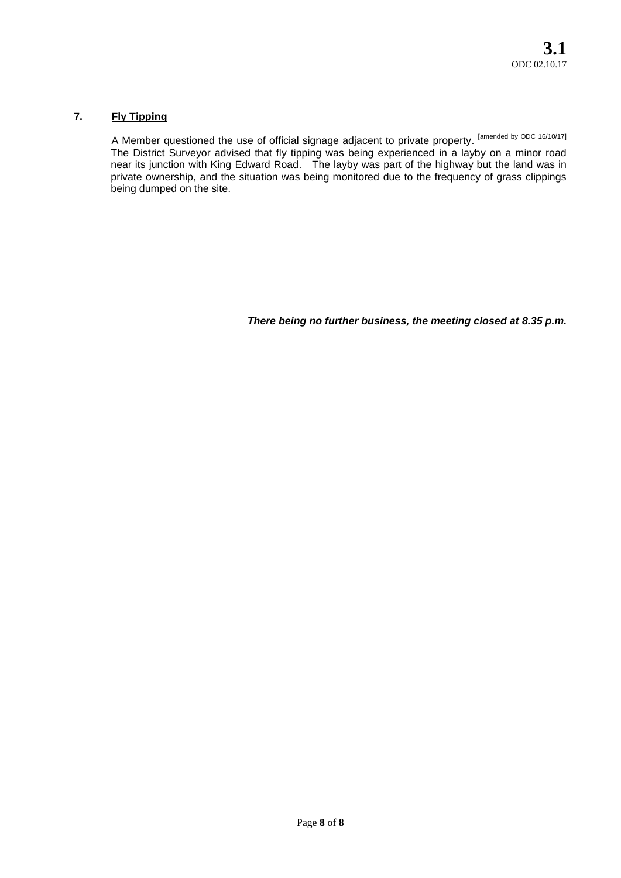## 7. Fly Tipping

A Member questioned the use of official signage adjacent to private property. [amended by ODC 16/10/17] The District Surveyor advised that fly tipping was being experienced in a layby on a minor road near its junction with King Edward Road. The layby was part of the highway but the land was in private ownership, and the situation was being monitored due to the frequency of grass clippings being dumped on the site.

***There being no further business, the meeting closed at 8.35 p.m.***